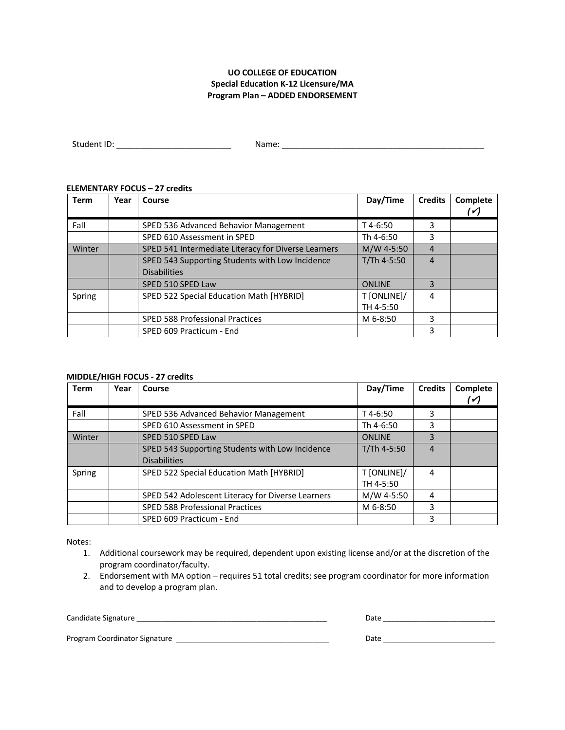**UO COLLEGE OF EDUCATION**
**Special Education K-12 Licensure/MA**
**Program Plan – ADDED ENDORSEMENT**

Student ID: _________________________ Name: ____________________________________________

**ELEMENTARY FOCUS – 27 credits**

| Term | Year | Course | Day/Time | Credits | Complete (✓) |
|---|---|---|---|---|---|
| Fall | | SPED 536 Advanced Behavior Management | T 4-6:50 | 3 | |
| | | SPED 610 Assessment in SPED | Th 4-6:50 | 3 | |
| Winter | | SPED 541 Intermediate Literacy for Diverse Learners | M/W 4-5:50 | 4 | |
| | | SPED 543 Supporting Students with Low Incidence Disabilities | T/Th 4-5:50 | 4 | |
| | | SPED 510 SPED Law | ONLINE | 3 | |
| Spring | | SPED 522 Special Education Math [HYBRID] | T [ONLINE]/ TH 4-5:50 | 4 | |
| | | SPED 588 Professional Practices | M 6-8:50 | 3 | |
| | | SPED 609 Practicum - End | | 3 | |

**MIDDLE/HIGH FOCUS - 27 credits**

| Term | Year | Course | Day/Time | Credits | Complete (✓) |
|---|---|---|---|---|---|
| Fall | | SPED 536 Advanced Behavior Management | T 4-6:50 | 3 | |
| | | SPED 610 Assessment in SPED | Th 4-6:50 | 3 | |
| Winter | | SPED 510 SPED Law | ONLINE | 3 | |
| | | SPED 543 Supporting Students with Low Incidence Disabilities | T/Th 4-5:50 | 4 | |
| Spring | | SPED 522 Special Education Math [HYBRID] | T [ONLINE]/ TH 4-5:50 | 4 | |
| | | SPED 542 Adolescent Literacy for Diverse Learners | M/W 4-5:50 | 4 | |
| | | SPED 588 Professional Practices | M 6-8:50 | 3 | |
| | | SPED 609 Practicum - End | | 3 | |

Notes:

1. Additional coursework may be required, dependent upon existing license and/or at the discretion of the program coordinator/faculty.
2. Endorsement with MA option – requires 51 total credits; see program coordinator for more information and to develop a program plan.

Candidate Signature _______________________________________________ Date ___________________________

Program Coordinator Signature _____________________________________ Date ___________________________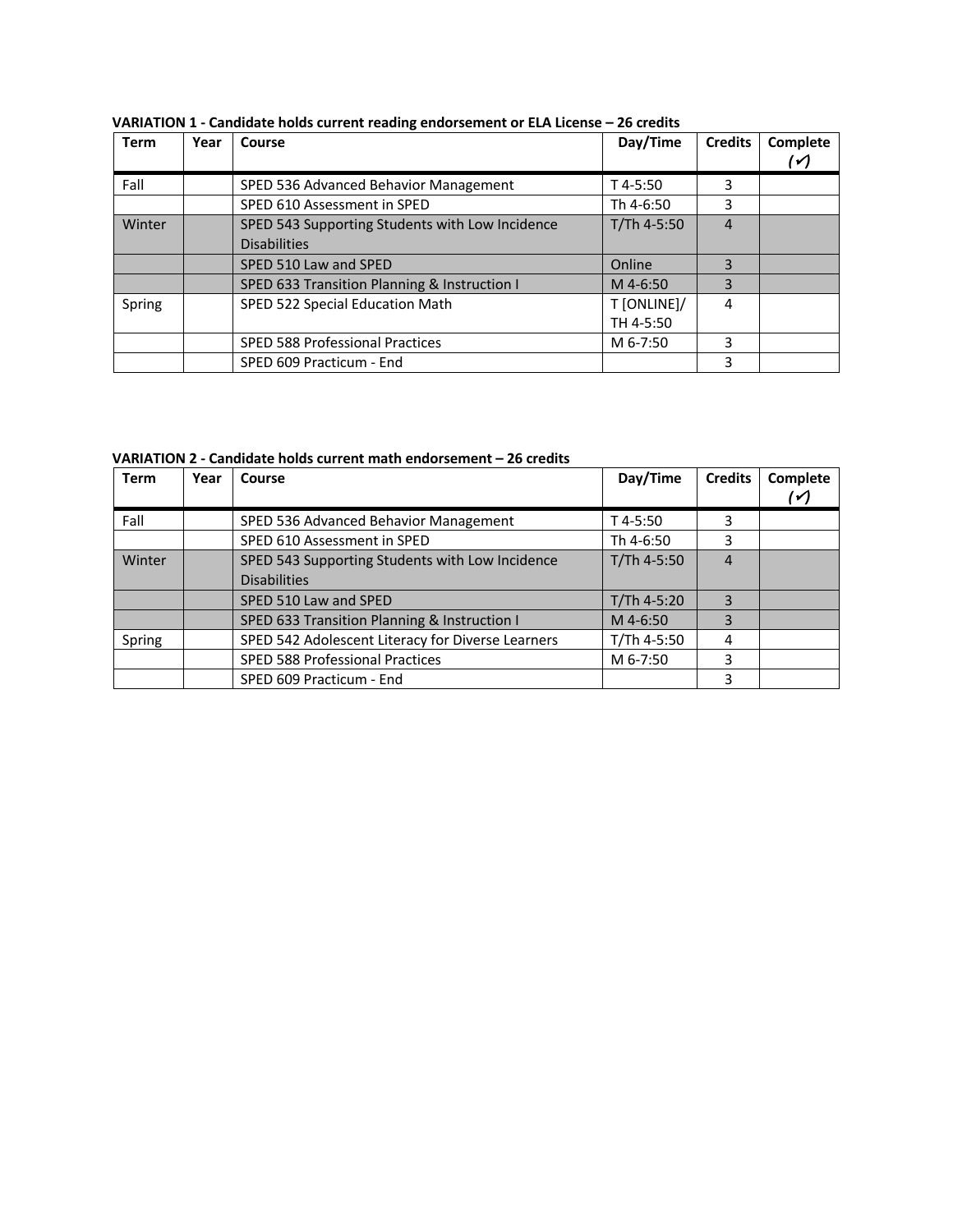**VARIATION 1 - Candidate holds current reading endorsement or ELA License – 26 credits**

| Term | Year | Course | Day/Time | Credits | Complete (✓) |
|---|---|---|---|---|---|
| Fall | | SPED 536 Advanced Behavior Management | T 4-5:50 | 3 | |
| | | SPED 610 Assessment in SPED | Th 4-6:50 | 3 | |
| Winter | | SPED 543 Supporting Students with Low Incidence Disabilities | T/Th 4-5:50 | 4 | |
| | | SPED 510 Law and SPED | Online | 3 | |
| | | SPED 633 Transition Planning & Instruction I | M 4-6:50 | 3 | |
| Spring | | SPED 522 Special Education Math | T [ONLINE]/ TH 4-5:50 | 4 | |
| | | SPED 588 Professional Practices | M 6-7:50 | 3 | |
| | | SPED 609 Practicum - End | | 3 | |

**VARIATION 2 - Candidate holds current math endorsement – 26 credits**

| Term | Year | Course | Day/Time | Credits | Complete (✓) |
|---|---|---|---|---|---|
| Fall | | SPED 536 Advanced Behavior Management | T 4-5:50 | 3 | |
| | | SPED 610 Assessment in SPED | Th 4-6:50 | 3 | |
| Winter | | SPED 543 Supporting Students with Low Incidence Disabilities | T/Th 4-5:50 | 4 | |
| | | SPED 510 Law and SPED | T/Th 4-5:20 | 3 | |
| | | SPED 633 Transition Planning & Instruction I | M 4-6:50 | 3 | |
| Spring | | SPED 542 Adolescent Literacy for Diverse Learners | T/Th 4-5:50 | 4 | |
| | | SPED 588 Professional Practices | M 6-7:50 | 3 | |
| | | SPED 609 Practicum - End | | 3 | |